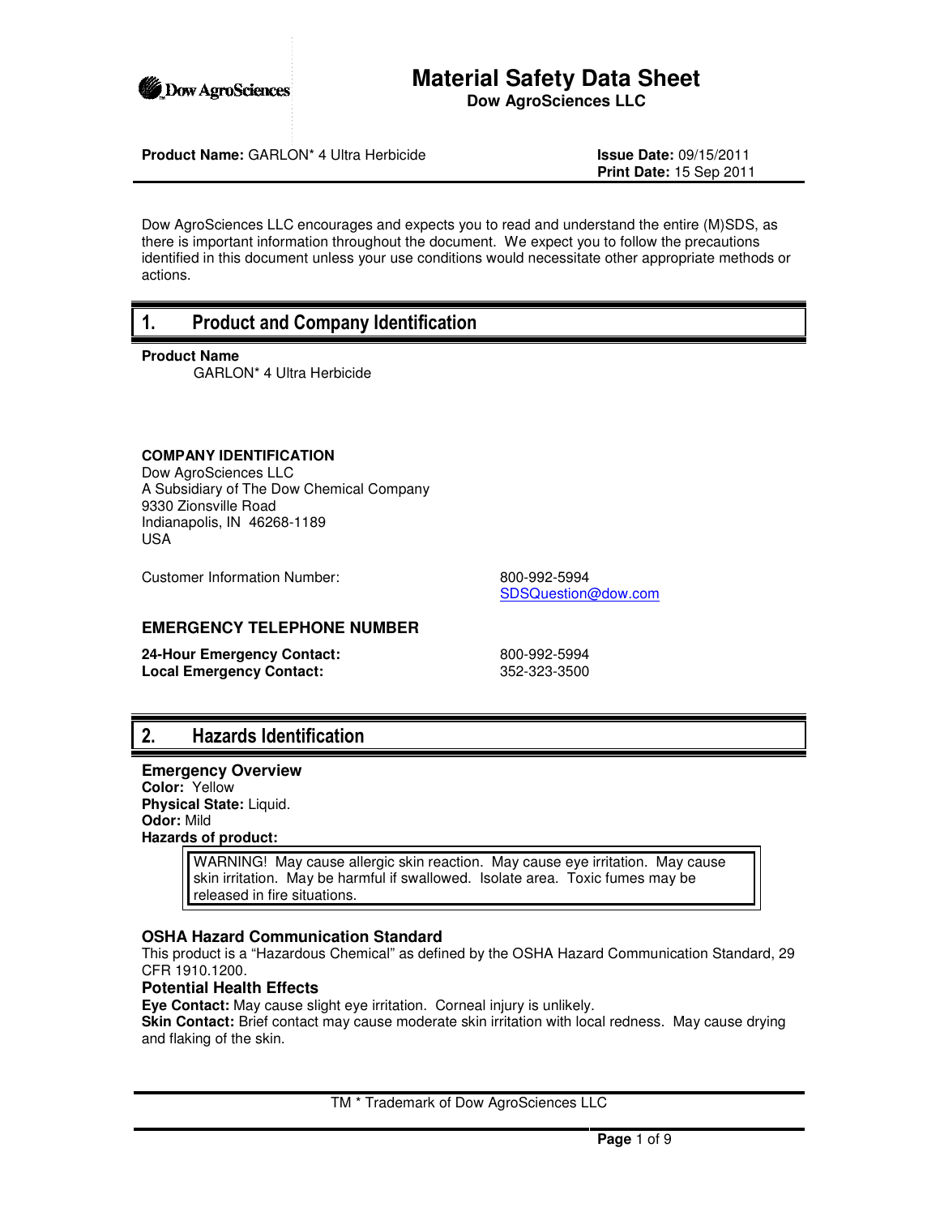# Material Safety Data Sheet

**Dow AgroSciences LLC**

**Product Name:** GARLON* 4 Ultra Herbicide

**Issue Date:** 09/15/2011
**Print Date:** 15 Sep 2011

Dow AgroSciences LLC encourages and expects you to read and understand the entire (M)SDS, as there is important information throughout the document. We expect you to follow the precautions identified in this document unless your use conditions would necessitate other appropriate methods or actions.

## 1. Product and Company Identification

**Product Name**

GARLON* 4 Ultra Herbicide

**COMPANY IDENTIFICATION**

Dow AgroSciences LLC
A Subsidiary of The Dow Chemical Company
9330 Zionsville Road
Indianapolis, IN 46268-1189
USA

Customer Information Number: 800-992-5994
SDSQuestion@dow.com

### EMERGENCY TELEPHONE NUMBER

**24-Hour Emergency Contact:** 800-992-5994
**Local Emergency Contact:** 352-323-3500

## 2. Hazards Identification

### Emergency Overview

**Color:** Yellow
**Physical State:** Liquid.
**Odor:** Mild
**Hazards of product:**

> WARNING! May cause allergic skin reaction. May cause eye irritation. May cause skin irritation. May be harmful if swallowed. Isolate area. Toxic fumes may be released in fire situations.

### OSHA Hazard Communication Standard

This product is a “Hazardous Chemical” as defined by the OSHA Hazard Communication Standard, 29 CFR 1910.1200.

### Potential Health Effects

**Eye Contact:** May cause slight eye irritation. Corneal injury is unlikely.
**Skin Contact:** Brief contact may cause moderate skin irritation with local redness. May cause drying and flaking of the skin.

TM * Trademark of Dow AgroSciences LLC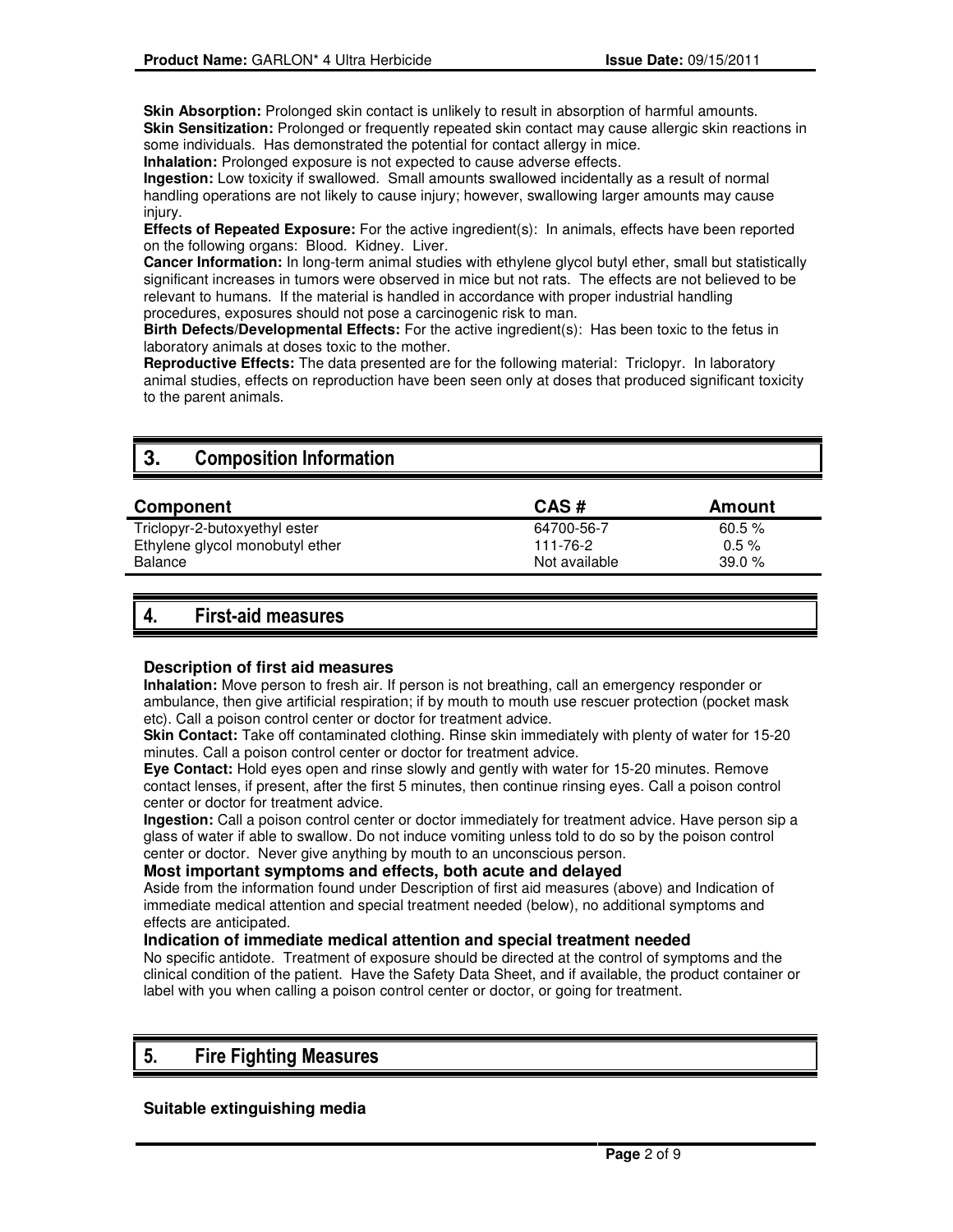**Skin Absorption:** Prolonged skin contact is unlikely to result in absorption of harmful amounts.
**Skin Sensitization:** Prolonged or frequently repeated skin contact may cause allergic skin reactions in some individuals. Has demonstrated the potential for contact allergy in mice.
**Inhalation:** Prolonged exposure is not expected to cause adverse effects.
**Ingestion:** Low toxicity if swallowed. Small amounts swallowed incidentally as a result of normal handling operations are not likely to cause injury; however, swallowing larger amounts may cause injury.
**Effects of Repeated Exposure:** For the active ingredient(s): In animals, effects have been reported on the following organs: Blood. Kidney. Liver.
**Cancer Information:** In long-term animal studies with ethylene glycol butyl ether, small but statistically significant increases in tumors were observed in mice but not rats. The effects are not believed to be relevant to humans. If the material is handled in accordance with proper industrial handling procedures, exposures should not pose a carcinogenic risk to man.
**Birth Defects/Developmental Effects:** For the active ingredient(s): Has been toxic to the fetus in laboratory animals at doses toxic to the mother.
**Reproductive Effects:** The data presented are for the following material: Triclopyr. In laboratory animal studies, effects on reproduction have been seen only at doses that produced significant toxicity to the parent animals.

## 3. Composition Information

| Component | CAS # | Amount |
|---|---|---|
| Triclopyr-2-butoxyethyl ester | 64700-56-7 | 60.5 % |
| Ethylene glycol monobutyl ether | 111-76-2 | 0.5 % |
| Balance | Not available | 39.0 % |

## 4. First-aid measures

### Description of first aid measures

**Inhalation:** Move person to fresh air. If person is not breathing, call an emergency responder or ambulance, then give artificial respiration; if by mouth to mouth use rescuer protection (pocket mask etc). Call a poison control center or doctor for treatment advice.
**Skin Contact:** Take off contaminated clothing. Rinse skin immediately with plenty of water for 15-20 minutes. Call a poison control center or doctor for treatment advice.
**Eye Contact:** Hold eyes open and rinse slowly and gently with water for 15-20 minutes. Remove contact lenses, if present, after the first 5 minutes, then continue rinsing eyes. Call a poison control center or doctor for treatment advice.
**Ingestion:** Call a poison control center or doctor immediately for treatment advice. Have person sip a glass of water if able to swallow. Do not induce vomiting unless told to do so by the poison control center or doctor. Never give anything by mouth to an unconscious person.

### Most important symptoms and effects, both acute and delayed

Aside from the information found under Description of first aid measures (above) and Indication of immediate medical attention and special treatment needed (below), no additional symptoms and effects are anticipated.

### Indication of immediate medical attention and special treatment needed

No specific antidote. Treatment of exposure should be directed at the control of symptoms and the clinical condition of the patient. Have the Safety Data Sheet, and if available, the product container or label with you when calling a poison control center or doctor, or going for treatment.

## 5. Fire Fighting Measures

### Suitable extinguishing media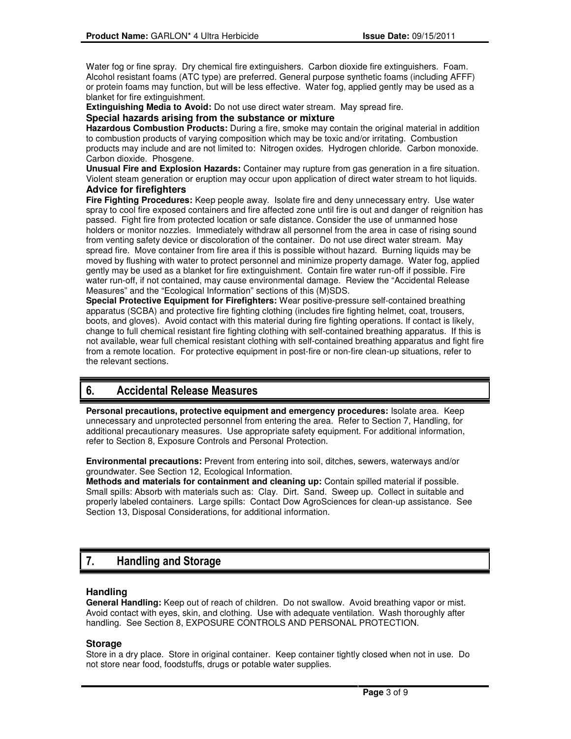Water fog or fine spray. Dry chemical fire extinguishers. Carbon dioxide fire extinguishers. Foam. Alcohol resistant foams (ATC type) are preferred. General purpose synthetic foams (including AFFF) or protein foams may function, but will be less effective. Water fog, applied gently may be used as a blanket for fire extinguishment.

**Extinguishing Media to Avoid:** Do not use direct water stream. May spread fire.

### Special hazards arising from the substance or mixture

**Hazardous Combustion Products:** During a fire, smoke may contain the original material in addition to combustion products of varying composition which may be toxic and/or irritating. Combustion products may include and are not limited to: Nitrogen oxides. Hydrogen chloride. Carbon monoxide. Carbon dioxide. Phosgene.

**Unusual Fire and Explosion Hazards:** Container may rupture from gas generation in a fire situation. Violent steam generation or eruption may occur upon application of direct water stream to hot liquids.

### Advice for firefighters

**Fire Fighting Procedures:** Keep people away. Isolate fire and deny unnecessary entry. Use water spray to cool fire exposed containers and fire affected zone until fire is out and danger of reignition has passed. Fight fire from protected location or safe distance. Consider the use of unmanned hose holders or monitor nozzles. Immediately withdraw all personnel from the area in case of rising sound from venting safety device or discoloration of the container. Do not use direct water stream. May spread fire. Move container from fire area if this is possible without hazard. Burning liquids may be moved by flushing with water to protect personnel and minimize property damage. Water fog, applied gently may be used as a blanket for fire extinguishment. Contain fire water run-off if possible. Fire water run-off, if not contained, may cause environmental damage. Review the "Accidental Release Measures" and the "Ecological Information" sections of this (M)SDS.

**Special Protective Equipment for Firefighters:** Wear positive-pressure self-contained breathing apparatus (SCBA) and protective fire fighting clothing (includes fire fighting helmet, coat, trousers, boots, and gloves). Avoid contact with this material during fire fighting operations. If contact is likely, change to full chemical resistant fire fighting clothing with self-contained breathing apparatus. If this is not available, wear full chemical resistant clothing with self-contained breathing apparatus and fight fire from a remote location. For protective equipment in post-fire or non-fire clean-up situations, refer to the relevant sections.

## 6. Accidental Release Measures

**Personal precautions, protective equipment and emergency procedures:** Isolate area. Keep unnecessary and unprotected personnel from entering the area. Refer to Section 7, Handling, for additional precautionary measures. Use appropriate safety equipment. For additional information, refer to Section 8, Exposure Controls and Personal Protection.

**Environmental precautions:** Prevent from entering into soil, ditches, sewers, waterways and/or groundwater. See Section 12, Ecological Information.

**Methods and materials for containment and cleaning up:** Contain spilled material if possible. Small spills: Absorb with materials such as: Clay. Dirt. Sand. Sweep up. Collect in suitable and properly labeled containers. Large spills: Contact Dow AgroSciences for clean-up assistance. See Section 13, Disposal Considerations, for additional information.

## 7. Handling and Storage

### Handling

**General Handling:** Keep out of reach of children. Do not swallow. Avoid breathing vapor or mist. Avoid contact with eyes, skin, and clothing. Use with adequate ventilation. Wash thoroughly after handling. See Section 8, EXPOSURE CONTROLS AND PERSONAL PROTECTION.

### Storage

Store in a dry place. Store in original container. Keep container tightly closed when not in use. Do not store near food, foodstuffs, drugs or potable water supplies.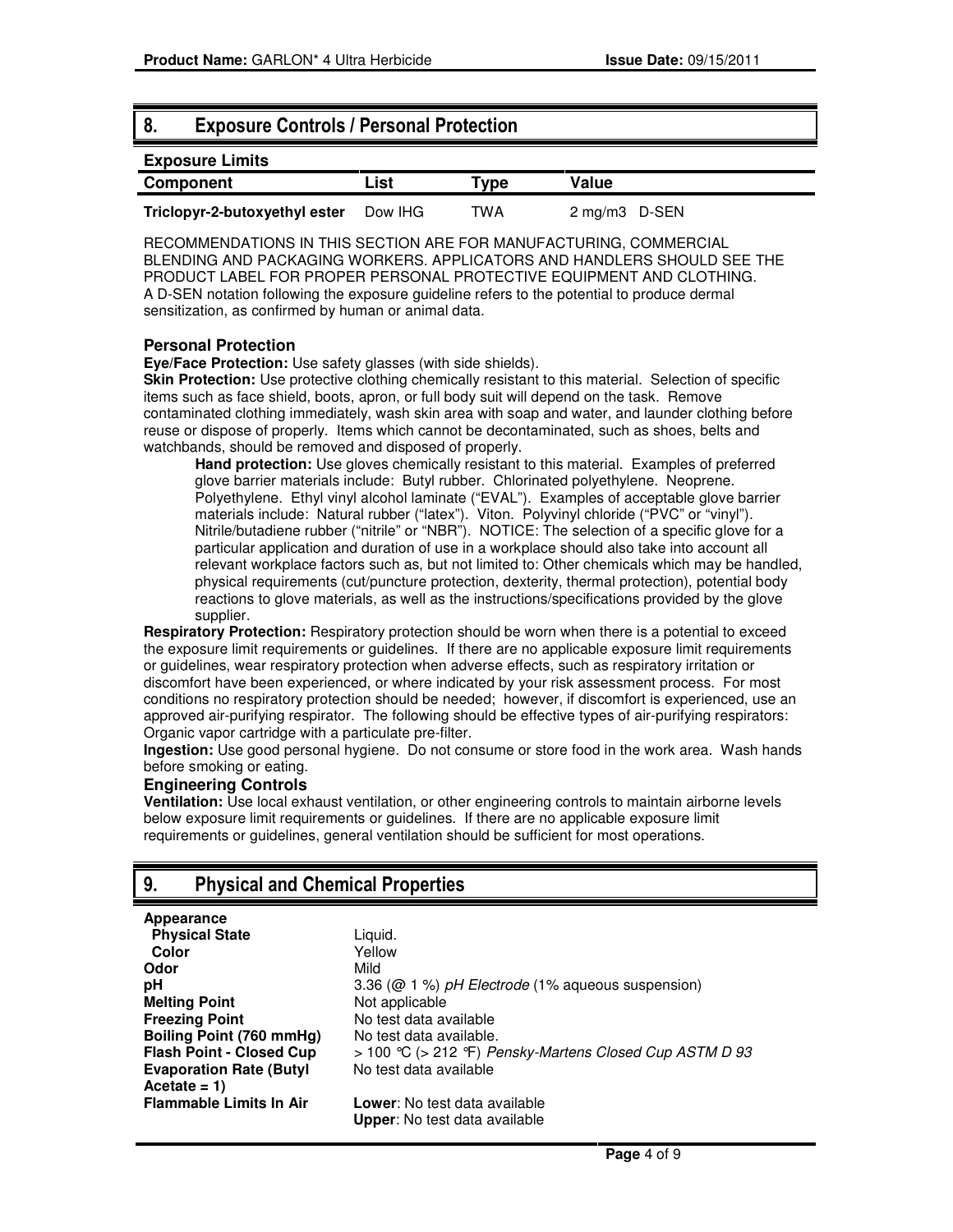## 8. Exposure Controls / Personal Protection

### Exposure Limits

| Component | List | Type | Value |
|---|---|---|---|
| **Triclopyr-2-butoxyethyl ester** | Dow IHG | TWA | 2 mg/m3 D-SEN |

RECOMMENDATIONS IN THIS SECTION ARE FOR MANUFACTURING, COMMERCIAL BLENDING AND PACKAGING WORKERS. APPLICATORS AND HANDLERS SHOULD SEE THE PRODUCT LABEL FOR PROPER PERSONAL PROTECTIVE EQUIPMENT AND CLOTHING. A D-SEN notation following the exposure guideline refers to the potential to produce dermal sensitization, as confirmed by human or animal data.

### Personal Protection

**Eye/Face Protection:** Use safety glasses (with side shields).

**Skin Protection:** Use protective clothing chemically resistant to this material. Selection of specific items such as face shield, boots, apron, or full body suit will depend on the task. Remove contaminated clothing immediately, wash skin area with soap and water, and launder clothing before reuse or dispose of properly. Items which cannot be decontaminated, such as shoes, belts and watchbands, should be removed and disposed of properly.

> **Hand protection:** Use gloves chemically resistant to this material. Examples of preferred glove barrier materials include: Butyl rubber. Chlorinated polyethylene. Neoprene. Polyethylene. Ethyl vinyl alcohol laminate ("EVAL"). Examples of acceptable glove barrier materials include: Natural rubber ("latex"). Viton. Polyvinyl chloride ("PVC" or "vinyl"). Nitrile/butadiene rubber ("nitrile" or "NBR"). NOTICE: The selection of a specific glove for a particular application and duration of use in a workplace should also take into account all relevant workplace factors such as, but not limited to: Other chemicals which may be handled, physical requirements (cut/puncture protection, dexterity, thermal protection), potential body reactions to glove materials, as well as the instructions/specifications provided by the glove supplier.

**Respiratory Protection:** Respiratory protection should be worn when there is a potential to exceed the exposure limit requirements or guidelines. If there are no applicable exposure limit requirements or guidelines, wear respiratory protection when adverse effects, such as respiratory irritation or discomfort have been experienced, or where indicated by your risk assessment process. For most conditions no respiratory protection should be needed; however, if discomfort is experienced, use an approved air-purifying respirator. The following should be effective types of air-purifying respirators: Organic vapor cartridge with a particulate pre-filter.

**Ingestion:** Use good personal hygiene. Do not consume or store food in the work area. Wash hands before smoking or eating.

### Engineering Controls

**Ventilation:** Use local exhaust ventilation, or other engineering controls to maintain airborne levels below exposure limit requirements or guidelines. If there are no applicable exposure limit requirements or guidelines, general ventilation should be sufficient for most operations.

## 9. Physical and Chemical Properties

| | |
|---|---|
| **Appearance** | |
| **Physical State** | Liquid. |
| **Color** | Yellow |
| **Odor** | Mild |
| **pH** | 3.36 (@ 1 %) *pH Electrode* (1% aqueous suspension) |
| **Melting Point** | Not applicable |
| **Freezing Point** | No test data available |
| **Boiling Point (760 mmHg)** | No test data available. |
| **Flash Point - Closed Cup** | > 100 °C (> 212 °F) *Pensky-Martens Closed Cup ASTM D 93* |
| **Evaporation Rate (Butyl Acetate = 1)** | No test data available |
| **Flammable Limits In Air** | **Lower**: No test data available<br>**Upper**: No test data available |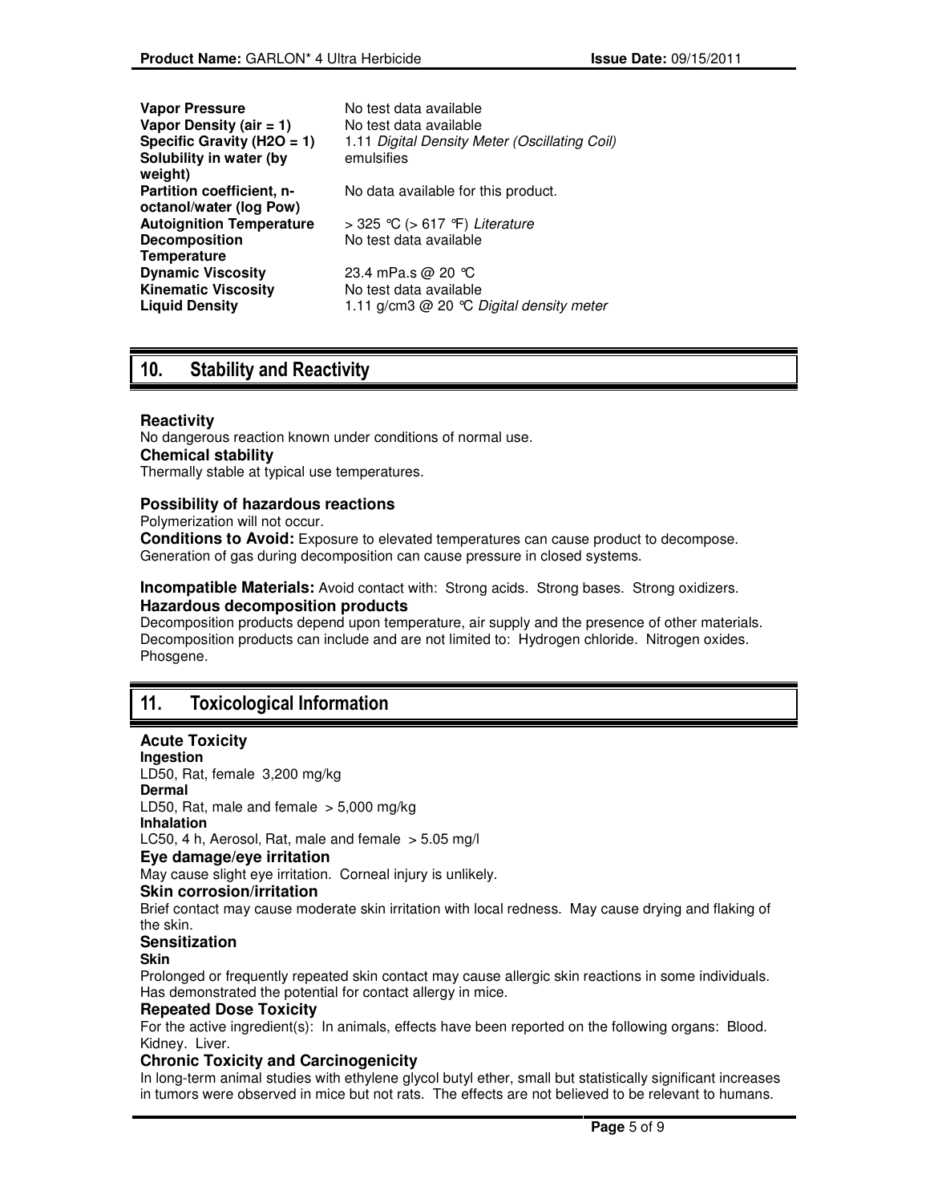| | |
|---|---|
| **Vapor Pressure** | No test data available |
| **Vapor Density (air = 1)** | No test data available |
| **Specific Gravity (H2O = 1)** | 1.11 *Digital Density Meter (Oscillating Coil)* |
| **Solubility in water (by weight)** | emulsifies |
| **Partition coefficient, n-octanol/water (log Pow)** | No data available for this product. |
| **Autoignition Temperature** | > 325 °C (> 617 °F) *Literature* |
| **Decomposition Temperature** | No test data available |
| **Dynamic Viscosity** | 23.4 mPa.s @ 20 °C |
| **Kinematic Viscosity** | No test data available |
| **Liquid Density** | 1.11 g/cm3 @ 20 °C *Digital density meter* |

## 10. Stability and Reactivity

### Reactivity

No dangerous reaction known under conditions of normal use.

### Chemical stability

Thermally stable at typical use temperatures.

### Possibility of hazardous reactions

Polymerization will not occur.

**Conditions to Avoid:** Exposure to elevated temperatures can cause product to decompose. Generation of gas during decomposition can cause pressure in closed systems.

**Incompatible Materials:** Avoid contact with: Strong acids. Strong bases. Strong oxidizers.

### Hazardous decomposition products

Decomposition products depend upon temperature, air supply and the presence of other materials. Decomposition products can include and are not limited to: Hydrogen chloride. Nitrogen oxides. Phosgene.

## 11. Toxicological Information

### Acute Toxicity

**Ingestion**

LD50, Rat, female 3,200 mg/kg

**Dermal**

LD50, Rat, male and female > 5,000 mg/kg

**Inhalation**

LC50, 4 h, Aerosol, Rat, male and female > 5.05 mg/l

### Eye damage/eye irritation

May cause slight eye irritation. Corneal injury is unlikely.

### Skin corrosion/irritation

Brief contact may cause moderate skin irritation with local redness. May cause drying and flaking of the skin.

### Sensitization

**Skin**

Prolonged or frequently repeated skin contact may cause allergic skin reactions in some individuals. Has demonstrated the potential for contact allergy in mice.

### Repeated Dose Toxicity

For the active ingredient(s): In animals, effects have been reported on the following organs: Blood. Kidney. Liver.

### Chronic Toxicity and Carcinogenicity

In long-term animal studies with ethylene glycol butyl ether, small but statistically significant increases in tumors were observed in mice but not rats. The effects are not believed to be relevant to humans.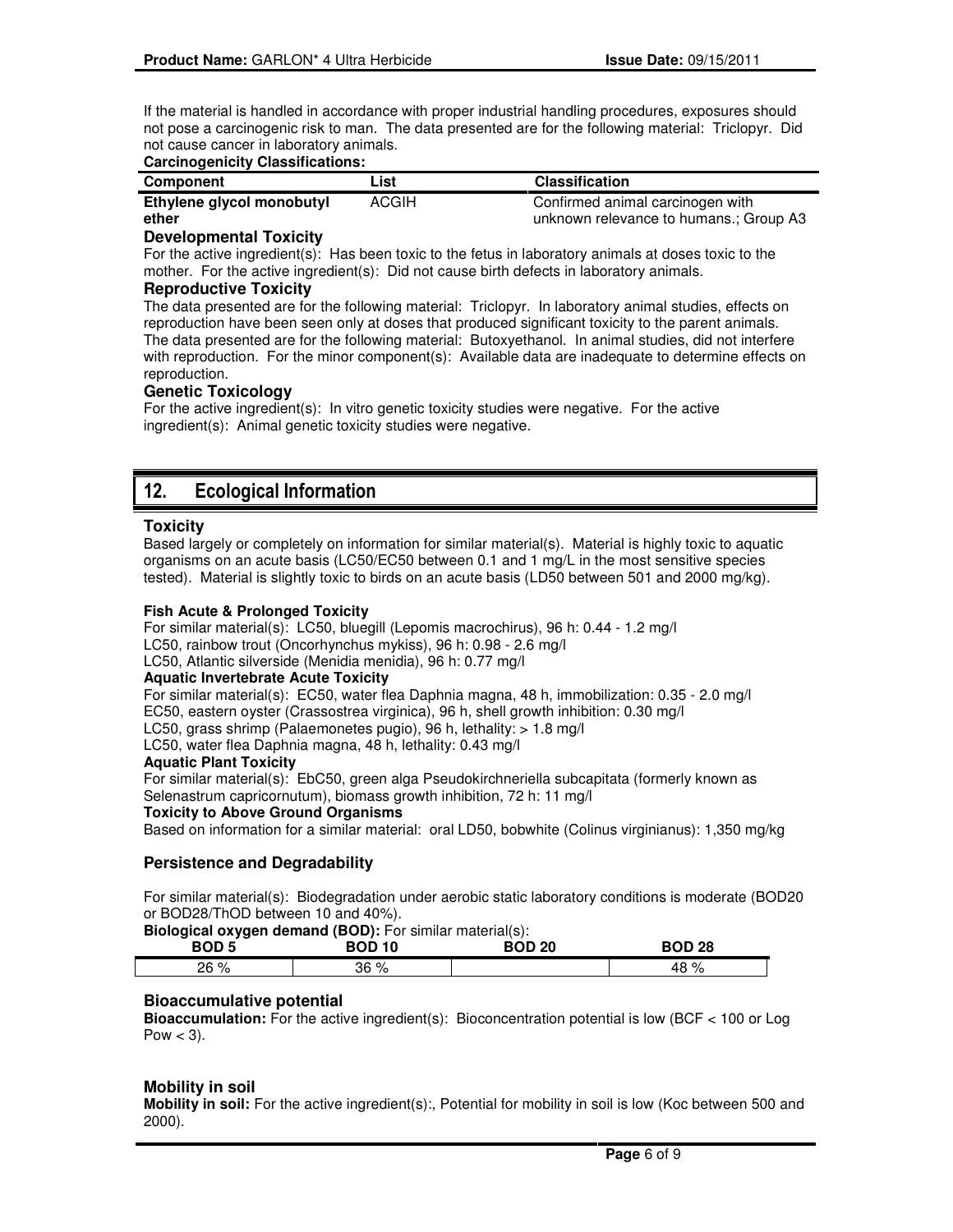If the material is handled in accordance with proper industrial handling procedures, exposures should not pose a carcinogenic risk to man. The data presented are for the following material: Triclopyr. Did not cause cancer in laboratory animals.

**Carcinogenicity Classifications:**

| Component | List | Classification |
|---|---|---|
| **Ethylene glycol monobutyl ether** | ACGIH | Confirmed animal carcinogen with unknown relevance to humans.; Group A3 |

### Developmental Toxicity

For the active ingredient(s): Has been toxic to the fetus in laboratory animals at doses toxic to the mother. For the active ingredient(s): Did not cause birth defects in laboratory animals.

### Reproductive Toxicity

The data presented are for the following material: Triclopyr. In laboratory animal studies, effects on reproduction have been seen only at doses that produced significant toxicity to the parent animals. The data presented are for the following material: Butoxyethanol. In animal studies, did not interfere with reproduction. For the minor component(s): Available data are inadequate to determine effects on reproduction.

### Genetic Toxicology

For the active ingredient(s): In vitro genetic toxicity studies were negative. For the active ingredient(s): Animal genetic toxicity studies were negative.

## 12. Ecological Information

### Toxicity

Based largely or completely on information for similar material(s). Material is highly toxic to aquatic organisms on an acute basis (LC50/EC50 between 0.1 and 1 mg/L in the most sensitive species tested). Material is slightly toxic to birds on an acute basis (LD50 between 501 and 2000 mg/kg).

**Fish Acute & Prolonged Toxicity**

For similar material(s): LC50, bluegill (Lepomis macrochirus), 96 h: 0.44 - 1.2 mg/l
LC50, rainbow trout (Oncorhynchus mykiss), 96 h: 0.98 - 2.6 mg/l
LC50, Atlantic silverside (Menidia menidia), 96 h: 0.77 mg/l

**Aquatic Invertebrate Acute Toxicity**

For similar material(s): EC50, water flea Daphnia magna, 48 h, immobilization: 0.35 - 2.0 mg/l
EC50, eastern oyster (Crassostrea virginica), 96 h, shell growth inhibition: 0.30 mg/l
LC50, grass shrimp (Palaemonetes pugio), 96 h, lethality: > 1.8 mg/l
LC50, water flea Daphnia magna, 48 h, lethality: 0.43 mg/l

**Aquatic Plant Toxicity**

For similar material(s): EbC50, green alga Pseudokirchneriella subcapitata (formerly known as Selenastrum capricornutum), biomass growth inhibition, 72 h: 11 mg/l

**Toxicity to Above Ground Organisms**

Based on information for a similar material: oral LD50, bobwhite (Colinus virginianus): 1,350 mg/kg

### Persistence and Degradability

For similar material(s): Biodegradation under aerobic static laboratory conditions is moderate (BOD20 or BOD28/ThOD between 10 and 40%).

**Biological oxygen demand (BOD):** For similar material(s):

| BOD 5 | BOD 10 | BOD 20 | BOD 28 |
|---|---|---|---|
| 26 % | 36 % | | 48 % |

### Bioaccumulative potential

**Bioaccumulation:** For the active ingredient(s): Bioconcentration potential is low (BCF < 100 or Log Pow < 3).

### Mobility in soil

**Mobility in soil:** For the active ingredient(s):, Potential for mobility in soil is low (Koc between 500 and 2000).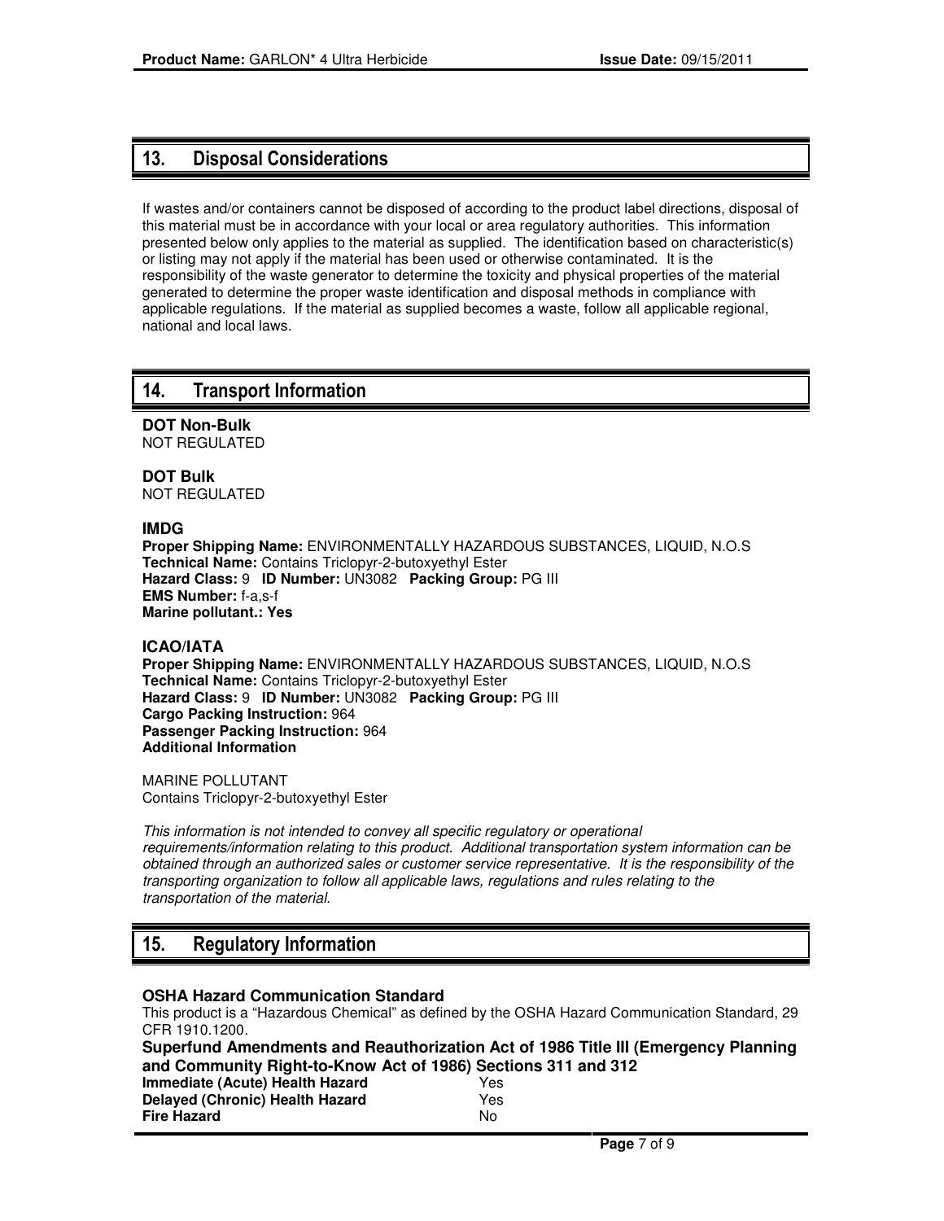## 13. Disposal Considerations

If wastes and/or containers cannot be disposed of according to the product label directions, disposal of this material must be in accordance with your local or area regulatory authorities. This information presented below only applies to the material as supplied. The identification based on characteristic(s) or listing may not apply if the material has been used or otherwise contaminated. It is the responsibility of the waste generator to determine the toxicity and physical properties of the material generated to determine the proper waste identification and disposal methods in compliance with applicable regulations. If the material as supplied becomes a waste, follow all applicable regional, national and local laws.

## 14. Transport Information

**DOT Non-Bulk**
NOT REGULATED

**DOT Bulk**
NOT REGULATED

**IMDG**
**Proper Shipping Name:** ENVIRONMENTALLY HAZARDOUS SUBSTANCES, LIQUID, N.O.S
**Technical Name:** Contains Triclopyr-2-butoxyethyl Ester
**Hazard Class:** 9 **ID Number:** UN3082 **Packing Group:** PG III
**EMS Number:** f-a,s-f
**Marine pollutant.: Yes**

**ICAO/IATA**
**Proper Shipping Name:** ENVIRONMENTALLY HAZARDOUS SUBSTANCES, LIQUID, N.O.S
**Technical Name:** Contains Triclopyr-2-butoxyethyl Ester
**Hazard Class:** 9 **ID Number:** UN3082 **Packing Group:** PG III
**Cargo Packing Instruction:** 964
**Passenger Packing Instruction:** 964
**Additional Information**

MARINE POLLUTANT
Contains Triclopyr-2-butoxyethyl Ester

*This information is not intended to convey all specific regulatory or operational requirements/information relating to this product. Additional transportation system information can be obtained through an authorized sales or customer service representative. It is the responsibility of the transporting organization to follow all applicable laws, regulations and rules relating to the transportation of the material.*

## 15. Regulatory Information

**OSHA Hazard Communication Standard**
This product is a "Hazardous Chemical" as defined by the OSHA Hazard Communication Standard, 29 CFR 1910.1200.

**Superfund Amendments and Reauthorization Act of 1986 Title III (Emergency Planning and Community Right-to-Know Act of 1986) Sections 311 and 312**

| | |
|---|---|
| **Immediate (Acute) Health Hazard** | Yes |
| **Delayed (Chronic) Health Hazard** | Yes |
| **Fire Hazard** | No |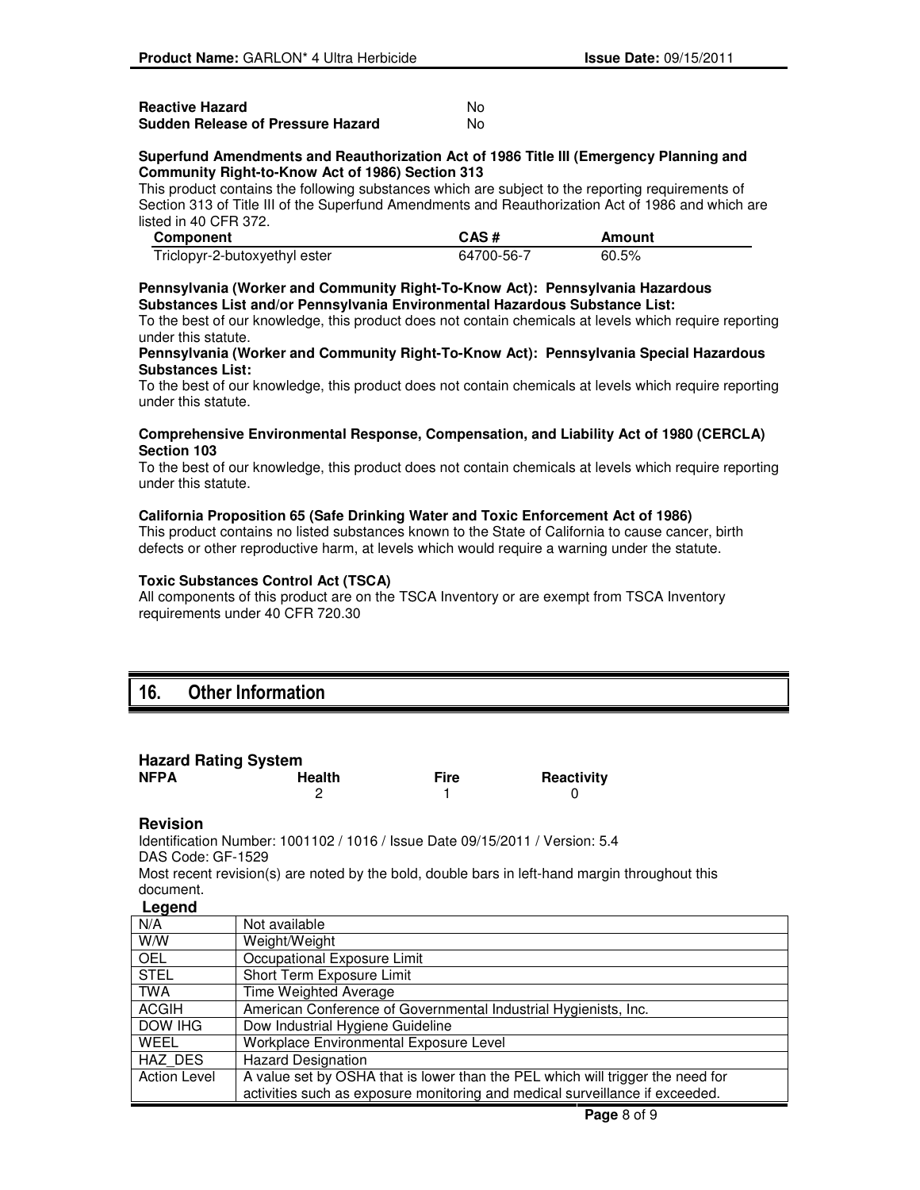**Reactive Hazard** No
**Sudden Release of Pressure Hazard** No

**Superfund Amendments and Reauthorization Act of 1986 Title III (Emergency Planning and Community Right-to-Know Act of 1986) Section 313**

This product contains the following substances which are subject to the reporting requirements of Section 313 of Title III of the Superfund Amendments and Reauthorization Act of 1986 and which are listed in 40 CFR 372.

| Component | CAS # | Amount |
|---|---|---|
| Triclopyr-2-butoxyethyl ester | 64700-56-7 | 60.5% |

**Pennsylvania (Worker and Community Right-To-Know Act): Pennsylvania Hazardous Substances List and/or Pennsylvania Environmental Hazardous Substance List:**

To the best of our knowledge, this product does not contain chemicals at levels which require reporting under this statute.

**Pennsylvania (Worker and Community Right-To-Know Act): Pennsylvania Special Hazardous Substances List:**

To the best of our knowledge, this product does not contain chemicals at levels which require reporting under this statute.

**Comprehensive Environmental Response, Compensation, and Liability Act of 1980 (CERCLA) Section 103**

To the best of our knowledge, this product does not contain chemicals at levels which require reporting under this statute.

**California Proposition 65 (Safe Drinking Water and Toxic Enforcement Act of 1986)**

This product contains no listed substances known to the State of California to cause cancer, birth defects or other reproductive harm, at levels which would require a warning under the statute.

**Toxic Substances Control Act (TSCA)**

All components of this product are on the TSCA Inventory or are exempt from TSCA Inventory requirements under 40 CFR 720.30

## 16. Other Information

### Hazard Rating System

| NFPA | Health | Fire | Reactivity |
|---|---|---|---|
| | 2 | 1 | 0 |

### Revision

Identification Number: 1001102 / 1016 / Issue Date 09/15/2011 / Version: 5.4
DAS Code: GF-1529
Most recent revision(s) are noted by the bold, double bars in left-hand margin throughout this document.

**Legend**

| | |
|---|---|
| N/A | Not available |
| W/W | Weight/Weight |
| OEL | Occupational Exposure Limit |
| STEL | Short Term Exposure Limit |
| TWA | Time Weighted Average |
| ACGIH | American Conference of Governmental Industrial Hygienists, Inc. |
| DOW IHG | Dow Industrial Hygiene Guideline |
| WEEL | Workplace Environmental Exposure Level |
| HAZ_DES | Hazard Designation |
| Action Level | A value set by OSHA that is lower than the PEL which will trigger the need for activities such as exposure monitoring and medical surveillance if exceeded. |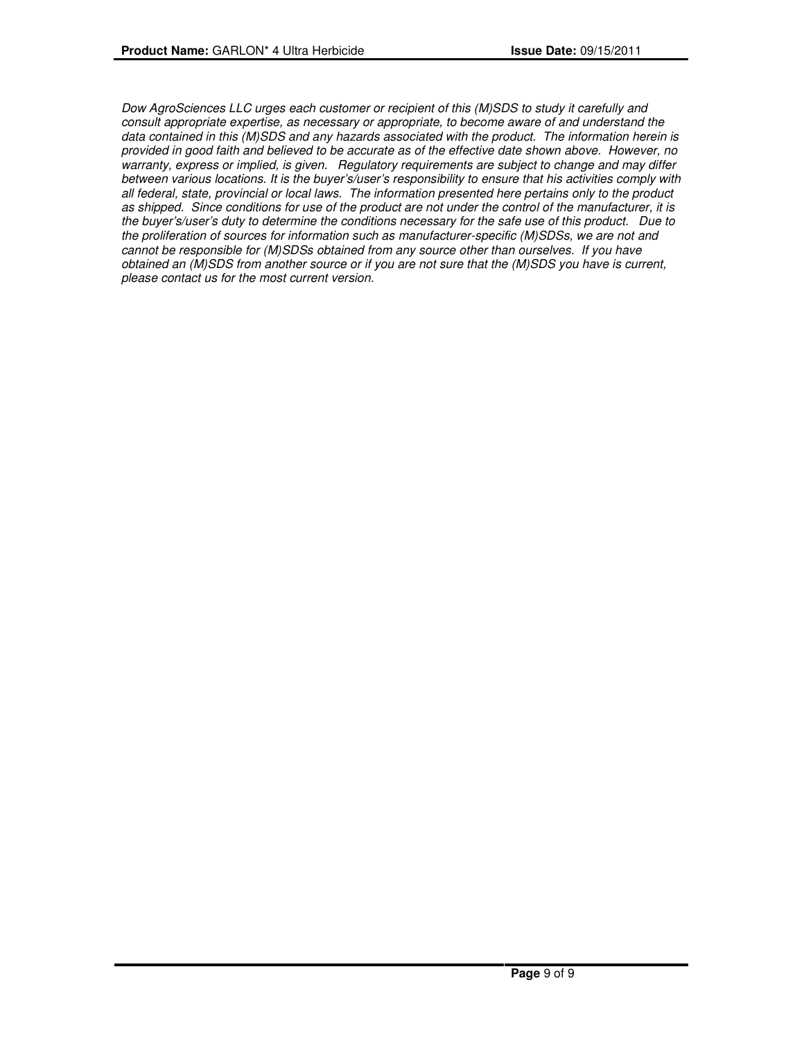*Dow AgroSciences LLC urges each customer or recipient of this (M)SDS to study it carefully and consult appropriate expertise, as necessary or appropriate, to become aware of and understand the data contained in this (M)SDS and any hazards associated with the product. The information herein is provided in good faith and believed to be accurate as of the effective date shown above. However, no warranty, express or implied, is given. Regulatory requirements are subject to change and may differ between various locations. It is the buyer's/user's responsibility to ensure that his activities comply with all federal, state, provincial or local laws. The information presented here pertains only to the product as shipped. Since conditions for use of the product are not under the control of the manufacturer, it is the buyer's/user's duty to determine the conditions necessary for the safe use of this product. Due to the proliferation of sources for information such as manufacturer-specific (M)SDSs, we are not and cannot be responsible for (M)SDSs obtained from any source other than ourselves. If you have obtained an (M)SDS from another source or if you are not sure that the (M)SDS you have is current, please contact us for the most current version.*